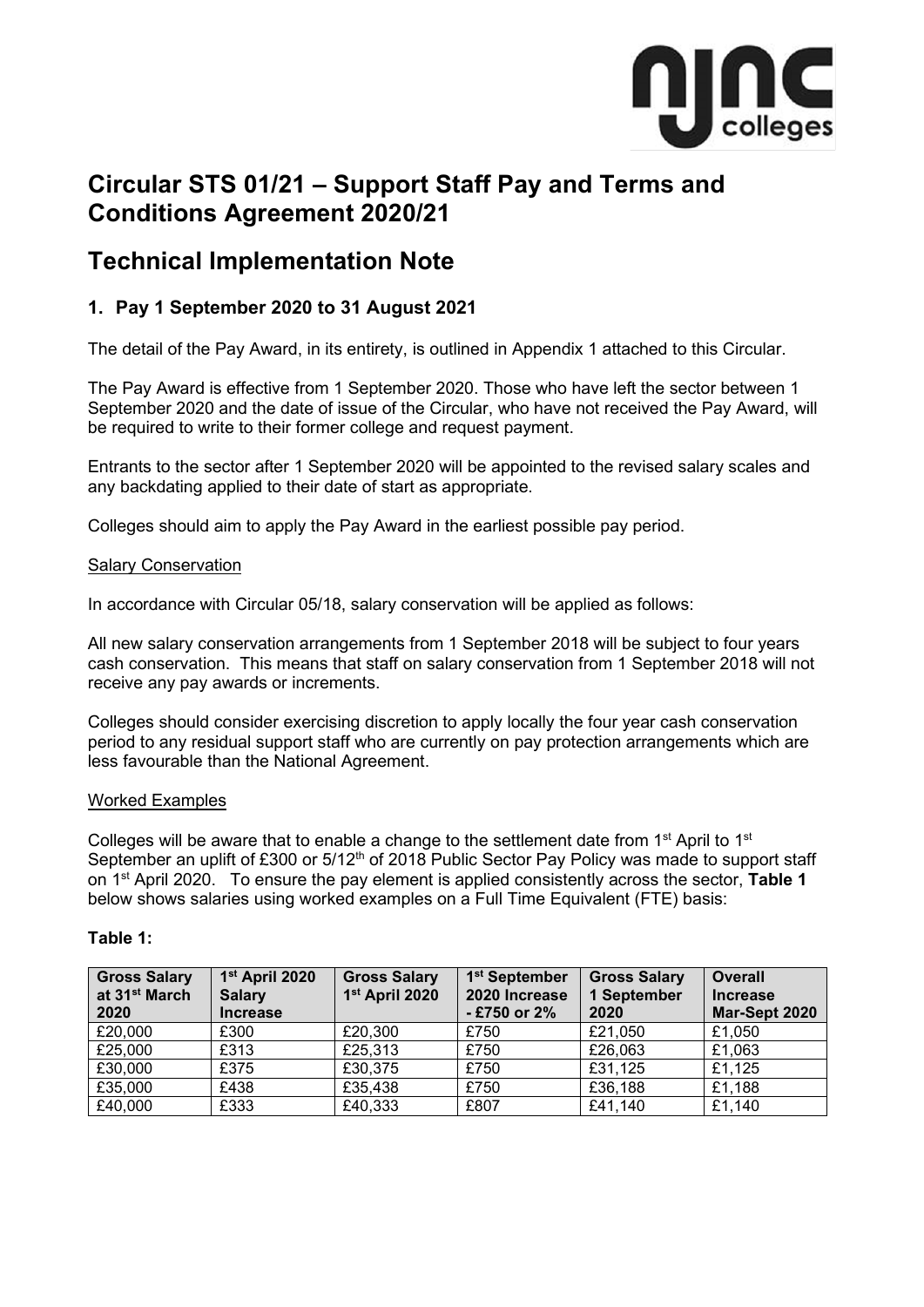# Circular STS 01/21 – Support Staff Pay and Terms and Conditions Agreement 2020/21

# Technical Implementation Note

## 1. Pay 1 September 2020 to 31 August 2021

The detail of the Pay Award, in its entirety, is outlined in Appendix 1 attached to this Circular.

The Pay Award is effective from 1 September 2020. Those who have left the sector between 1 September 2020 and the date of issue of the Circular, who have not received the Pay Award, will be required to write to their former college and request payment.

Entrants to the sector after 1 September 2020 will be appointed to the revised salary scales and any backdating applied to their date of start as appropriate.

Colleges should aim to apply the Pay Award in the earliest possible pay period.

<u>Salary Conservation</u>

In accordance with Circular 05/18, salary conservation will be applied as follows:

All new salary conservation arrangements from 1 September 2018 will be subject to four years cash conservation. This means that staff on salary conservation from 1 September 2018 will not receive any pay awards or increments.

Colleges should consider exercising discretion to apply locally the four year cash conservation period to any residual support staff who are currently on pay protection arrangements which are less favourable than the National Agreement.

<u>Worked Examples</u>

Colleges will be aware that to enable a change to the settlement date from 1st April to 1st September an uplift of £300 or 5/12th of 2018 Public Sector Pay Policy was made to support staff on 1st April 2020. To ensure the pay element is applied consistently across the sector, **Table 1** below shows salaries using worked examples on a Full Time Equivalent (FTE) basis:

**Table 1:**

| Gross Salary at 31st March 2020 | 1st April 2020 Salary Increase | Gross Salary 1st April 2020 | 1st September 2020 Increase - £750 or 2% | Gross Salary 1 September 2020 | Overall Increase Mar-Sept 2020 |
|---|---|---|---|---|---|
| £20,000 | £300 | £20,300 | £750 | £21,050 | £1,050 |
| £25,000 | £313 | £25,313 | £750 | £26,063 | £1,063 |
| £30,000 | £375 | £30,375 | £750 | £31,125 | £1,125 |
| £35,000 | £438 | £35,438 | £750 | £36,188 | £1,188 |
| £40,000 | £333 | £40,333 | £807 | £41,140 | £1,140 |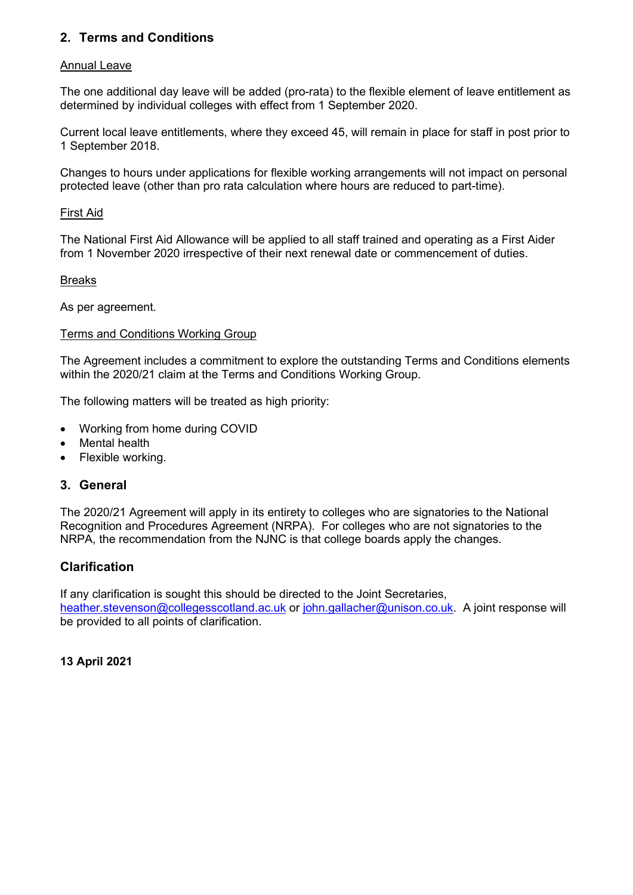## 2. Terms and Conditions

Annual Leave

The one additional day leave will be added (pro-rata) to the flexible element of leave entitlement as determined by individual colleges with effect from 1 September 2020.

Current local leave entitlements, where they exceed 45, will remain in place for staff in post prior to 1 September 2018.

Changes to hours under applications for flexible working arrangements will not impact on personal protected leave (other than pro rata calculation where hours are reduced to part-time).

First Aid

The National First Aid Allowance will be applied to all staff trained and operating as a First Aider from 1 November 2020 irrespective of their next renewal date or commencement of duties.

Breaks

As per agreement.

Terms and Conditions Working Group

The Agreement includes a commitment to explore the outstanding Terms and Conditions elements within the 2020/21 claim at the Terms and Conditions Working Group.

The following matters will be treated as high priority:

- Working from home during COVID
- Mental health
- Flexible working.

## 3. General

The 2020/21 Agreement will apply in its entirety to colleges who are signatories to the National Recognition and Procedures Agreement (NRPA). For colleges who are not signatories to the NRPA, the recommendation from the NJNC is that college boards apply the changes.

## Clarification

If any clarification is sought this should be directed to the Joint Secretaries, heather.stevenson@collegesscotland.ac.uk or john.gallacher@unison.co.uk. A joint response will be provided to all points of clarification.

**13 April 2021**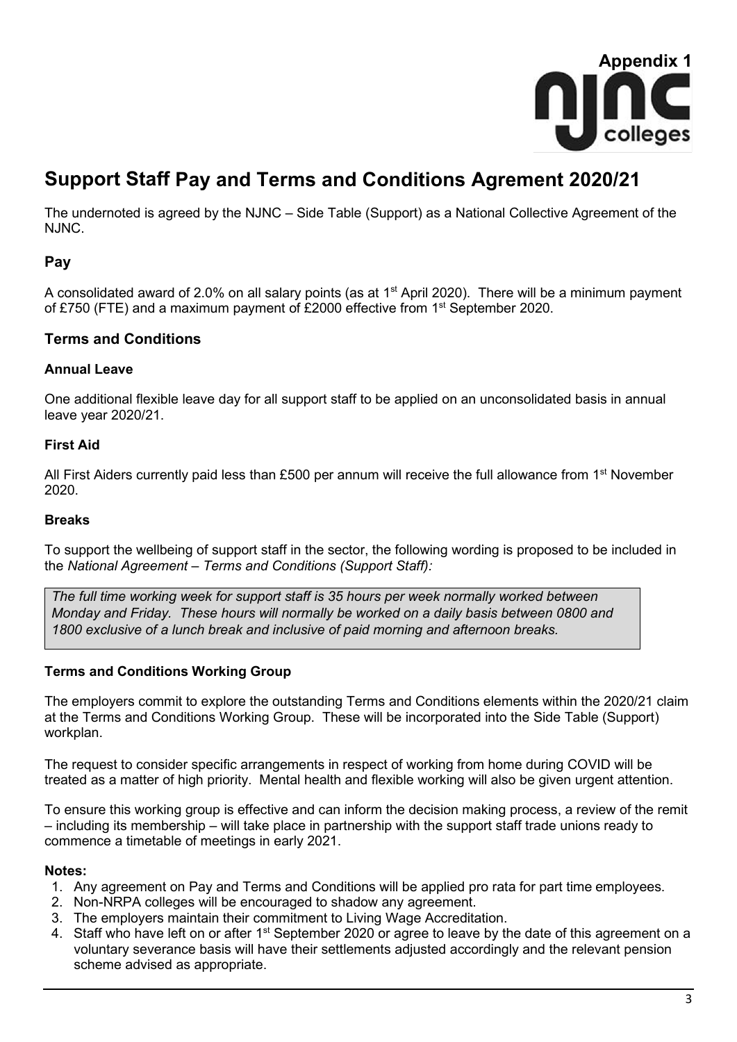**Appendix 1**

# Support Staff Pay and Terms and Conditions Agrement 2020/21

The undernoted is agreed by the NJNC – Side Table (Support) as a National Collective Agreement of the NJNC.

## Pay

A consolidated award of 2.0% on all salary points (as at 1st April 2020). There will be a minimum payment of £750 (FTE) and a maximum payment of £2000 effective from 1st September 2020.

## Terms and Conditions

### Annual Leave

One additional flexible leave day for all support staff to be applied on an unconsolidated basis in annual leave year 2020/21.

### First Aid

All First Aiders currently paid less than £500 per annum will receive the full allowance from 1st November 2020.

### Breaks

To support the wellbeing of support staff in the sector, the following wording is proposed to be included in the *National Agreement – Terms and Conditions (Support Staff):*

> *The full time working week for support staff is 35 hours per week normally worked between Monday and Friday. These hours will normally be worked on a daily basis between 0800 and 1800 exclusive of a lunch break and inclusive of paid morning and afternoon breaks.*

### Terms and Conditions Working Group

The employers commit to explore the outstanding Terms and Conditions elements within the 2020/21 claim at the Terms and Conditions Working Group. These will be incorporated into the Side Table (Support) workplan.

The request to consider specific arrangements in respect of working from home during COVID will be treated as a matter of high priority. Mental health and flexible working will also be given urgent attention.

To ensure this working group is effective and can inform the decision making process, a review of the remit – including its membership – will take place in partnership with the support staff trade unions ready to commence a timetable of meetings in early 2021.

**Notes:**

1. Any agreement on Pay and Terms and Conditions will be applied pro rata for part time employees.
2. Non-NRPA colleges will be encouraged to shadow any agreement.
3. The employers maintain their commitment to Living Wage Accreditation.
4. Staff who have left on or after 1st September 2020 or agree to leave by the date of this agreement on a voluntary severance basis will have their settlements adjusted accordingly and the relevant pension scheme advised as appropriate.